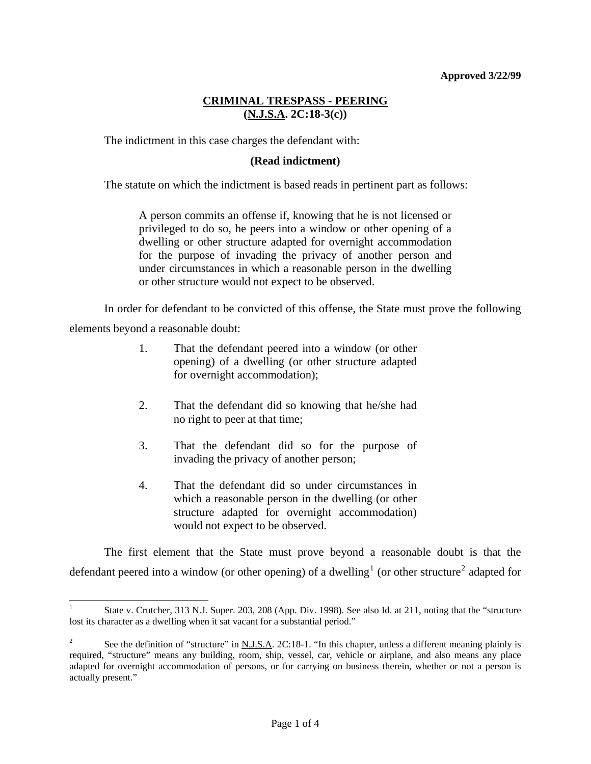**Approved 3/22/99**

## CRIMINAL TRESPASS - PEERING
## (N.J.S.A. 2C:18-3(c))

The indictment in this case charges the defendant with:

**(Read indictment)**

The statute on which the indictment is based reads in pertinent part as follows:

> A person commits an offense if, knowing that he is not licensed or privileged to do so, he peers into a window or other opening of a dwelling or other structure adapted for overnight accommodation for the purpose of invading the privacy of another person and under circumstances in which a reasonable person in the dwelling or other structure would not expect to be observed.

In order for defendant to be convicted of this offense, the State must prove the following elements beyond a reasonable doubt:

1. That the defendant peered into a window (or other opening) of a dwelling (or other structure adapted for overnight accommodation);

2. That the defendant did so knowing that he/she had no right to peer at that time;

3. That the defendant did so for the purpose of invading the privacy of another person;

4. That the defendant did so under circumstances in which a reasonable person in the dwelling (or other structure adapted for overnight accommodation) would not expect to be observed.

The first element that the State must prove beyond a reasonable doubt is that the defendant peered into a window (or other opening) of a dwelling[1] (or other structure[2] adapted for

---

[1] State v. Crutcher, 313 N.J. Super. 203, 208 (App. Div. 1998). See also Id. at 211, noting that the "structure lost its character as a dwelling when it sat vacant for a substantial period."

[2] See the definition of "structure" in N.J.S.A. 2C:18-1. "In this chapter, unless a different meaning plainly is required, "structure" means any building, room, ship, vessel, car, vehicle or airplane, and also means any place adapted for overnight accommodation of persons, or for carrying on business therein, whether or not a person is actually present."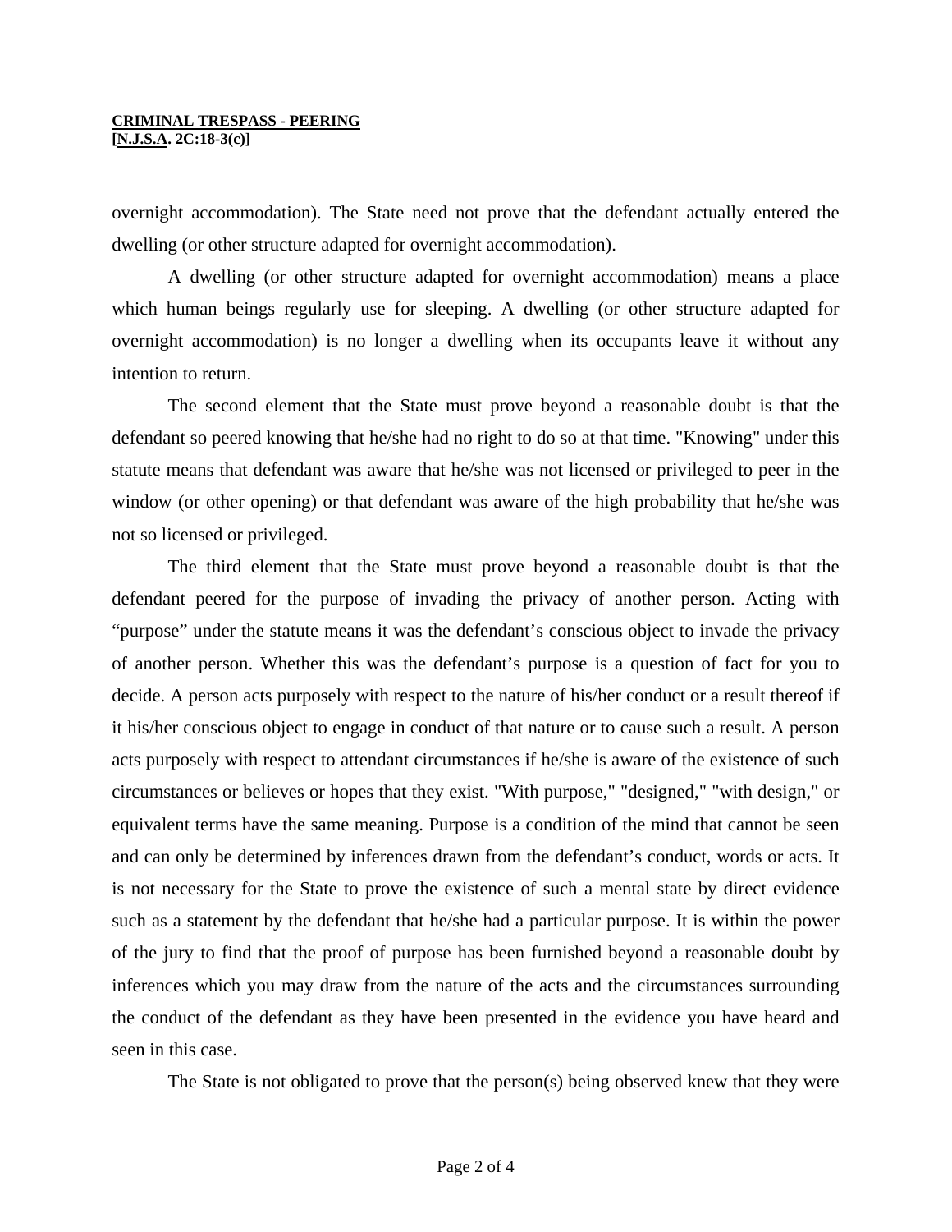overnight accommodation). The State need not prove that the defendant actually entered the dwelling (or other structure adapted for overnight accommodation).

A dwelling (or other structure adapted for overnight accommodation) means a place which human beings regularly use for sleeping. A dwelling (or other structure adapted for overnight accommodation) is no longer a dwelling when its occupants leave it without any intention to return.

The second element that the State must prove beyond a reasonable doubt is that the defendant so peered knowing that he/she had no right to do so at that time. "Knowing" under this statute means that defendant was aware that he/she was not licensed or privileged to peer in the window (or other opening) or that defendant was aware of the high probability that he/she was not so licensed or privileged.

The third element that the State must prove beyond a reasonable doubt is that the defendant peered for the purpose of invading the privacy of another person. Acting with "purpose" under the statute means it was the defendant's conscious object to invade the privacy of another person. Whether this was the defendant's purpose is a question of fact for you to decide. A person acts purposely with respect to the nature of his/her conduct or a result thereof if it his/her conscious object to engage in conduct of that nature or to cause such a result. A person acts purposely with respect to attendant circumstances if he/she is aware of the existence of such circumstances or believes or hopes that they exist. "With purpose," "designed," "with design," or equivalent terms have the same meaning. Purpose is a condition of the mind that cannot be seen and can only be determined by inferences drawn from the defendant's conduct, words or acts. It is not necessary for the State to prove the existence of such a mental state by direct evidence such as a statement by the defendant that he/she had a particular purpose. It is within the power of the jury to find that the proof of purpose has been furnished beyond a reasonable doubt by inferences which you may draw from the nature of the acts and the circumstances surrounding the conduct of the defendant as they have been presented in the evidence you have heard and seen in this case.

The State is not obligated to prove that the person(s) being observed knew that they were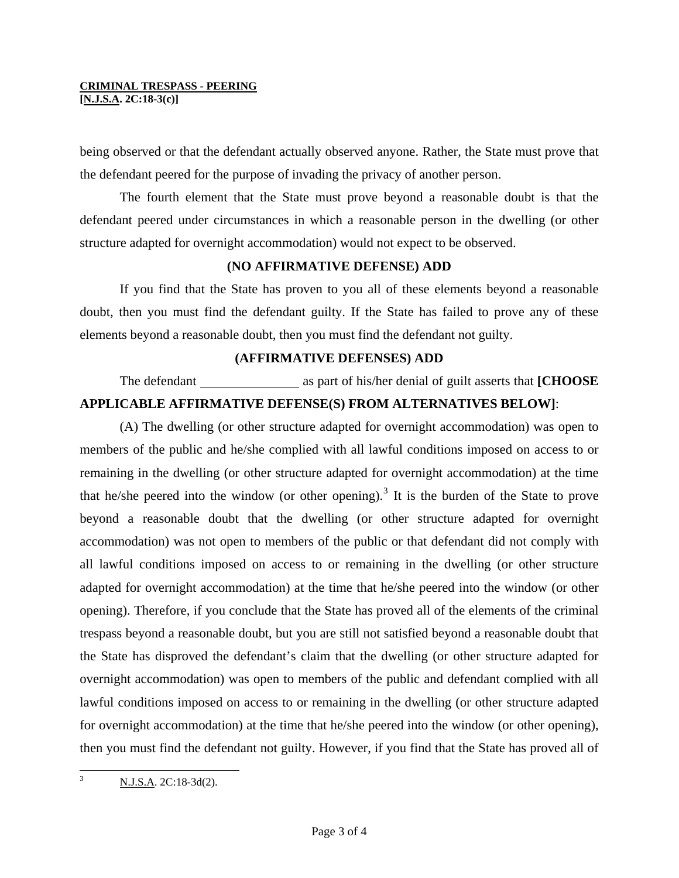being observed or that the defendant actually observed anyone. Rather, the State must prove that the defendant peered for the purpose of invading the privacy of another person.

The fourth element that the State must prove beyond a reasonable doubt is that the defendant peered under circumstances in which a reasonable person in the dwelling (or other structure adapted for overnight accommodation) would not expect to be observed.

**(NO AFFIRMATIVE DEFENSE) ADD**

If you find that the State has proven to you all of these elements beyond a reasonable doubt, then you must find the defendant guilty. If the State has failed to prove any of these elements beyond a reasonable doubt, then you must find the defendant not guilty.

**(AFFIRMATIVE DEFENSES) ADD**

The defendant _______________ as part of his/her denial of guilt asserts that **[CHOOSE APPLICABLE AFFIRMATIVE DEFENSE(S) FROM ALTERNATIVES BELOW]**:

(A) The dwelling (or other structure adapted for overnight accommodation) was open to members of the public and he/she complied with all lawful conditions imposed on access to or remaining in the dwelling (or other structure adapted for overnight accommodation) at the time that he/she peered into the window (or other opening).[3] It is the burden of the State to prove beyond a reasonable doubt that the dwelling (or other structure adapted for overnight accommodation) was not open to members of the public or that defendant did not comply with all lawful conditions imposed on access to or remaining in the dwelling (or other structure adapted for overnight accommodation) at the time that he/she peered into the window (or other opening). Therefore, if you conclude that the State has proved all of the elements of the criminal trespass beyond a reasonable doubt, but you are still not satisfied beyond a reasonable doubt that the State has disproved the defendant's claim that the dwelling (or other structure adapted for overnight accommodation) was open to members of the public and defendant complied with all lawful conditions imposed on access to or remaining in the dwelling (or other structure adapted for overnight accommodation) at the time that he/she peered into the window (or other opening), then you must find the defendant not guilty. However, if you find that the State has proved all of

[3] N.J.S.A. 2C:18-3d(2).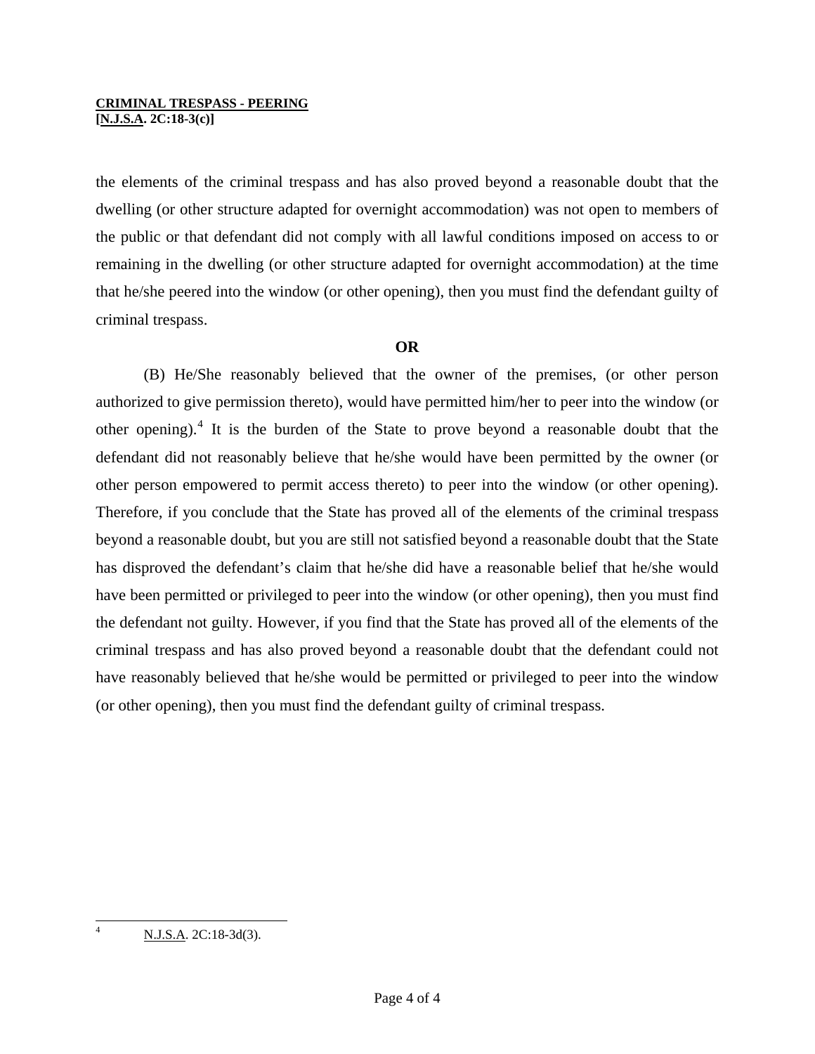the elements of the criminal trespass and has also proved beyond a reasonable doubt that the dwelling (or other structure adapted for overnight accommodation) was not open to members of the public or that defendant did not comply with all lawful conditions imposed on access to or remaining in the dwelling (or other structure adapted for overnight accommodation) at the time that he/she peered into the window (or other opening), then you must find the defendant guilty of criminal trespass.

**OR**

(B) He/She reasonably believed that the owner of the premises, (or other person authorized to give permission thereto), would have permitted him/her to peer into the window (or other opening).[4] It is the burden of the State to prove beyond a reasonable doubt that the defendant did not reasonably believe that he/she would have been permitted by the owner (or other person empowered to permit access thereto) to peer into the window (or other opening). Therefore, if you conclude that the State has proved all of the elements of the criminal trespass beyond a reasonable doubt, but you are still not satisfied beyond a reasonable doubt that the State has disproved the defendant's claim that he/she did have a reasonable belief that he/she would have been permitted or privileged to peer into the window (or other opening), then you must find the defendant not guilty. However, if you find that the State has proved all of the elements of the criminal trespass and has also proved beyond a reasonable doubt that the defendant could not have reasonably believed that he/she would be permitted or privileged to peer into the window (or other opening), then you must find the defendant guilty of criminal trespass.

---

[4] N.J.S.A. 2C:18-3d(3).